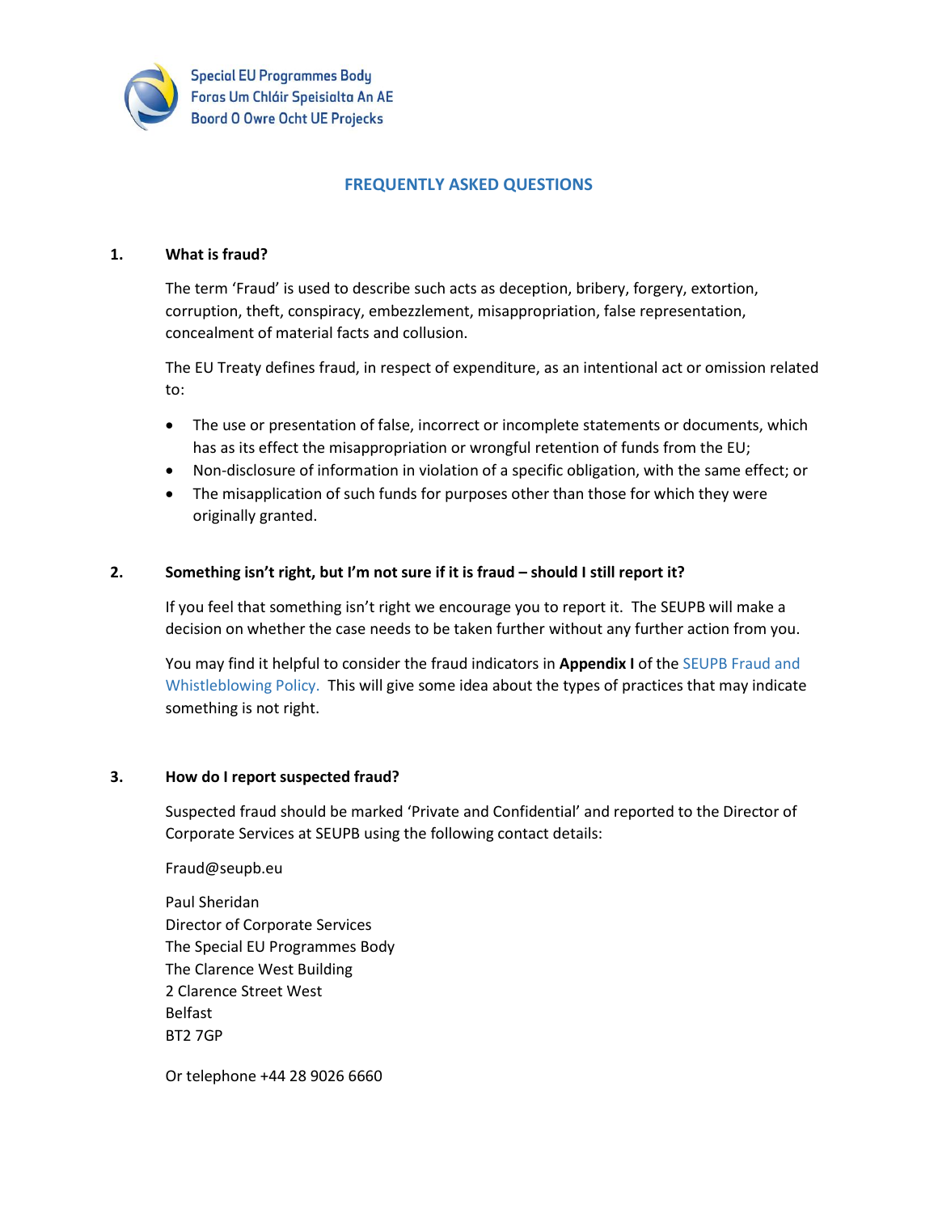Special EU Programmes Body
Foras Um Chláir Speisialta An AE
Boord O Owre Ocht UE Projecks

# FREQUENTLY ASKED QUESTIONS

## 1. What is fraud?

The term 'Fraud' is used to describe such acts as deception, bribery, forgery, extortion, corruption, theft, conspiracy, embezzlement, misappropriation, false representation, concealment of material facts and collusion.

The EU Treaty defines fraud, in respect of expenditure, as an intentional act or omission related to:

- The use or presentation of false, incorrect or incomplete statements or documents, which has as its effect the misappropriation or wrongful retention of funds from the EU;
- Non-disclosure of information in violation of a specific obligation, with the same effect; or
- The misapplication of such funds for purposes other than those for which they were originally granted.

## 2. Something isn't right, but I'm not sure if it is fraud – should I still report it?

If you feel that something isn't right we encourage you to report it. The SEUPB will make a decision on whether the case needs to be taken further without any further action from you.

You may find it helpful to consider the fraud indicators in **Appendix I** of the SEUPB Fraud and Whistleblowing Policy. This will give some idea about the types of practices that may indicate something is not right.

## 3. How do I report suspected fraud?

Suspected fraud should be marked 'Private and Confidential' and reported to the Director of Corporate Services at SEUPB using the following contact details:

Fraud@seupb.eu

Paul Sheridan
Director of Corporate Services
The Special EU Programmes Body
The Clarence West Building
2 Clarence Street West
Belfast
BT2 7GP

Or telephone +44 28 9026 6660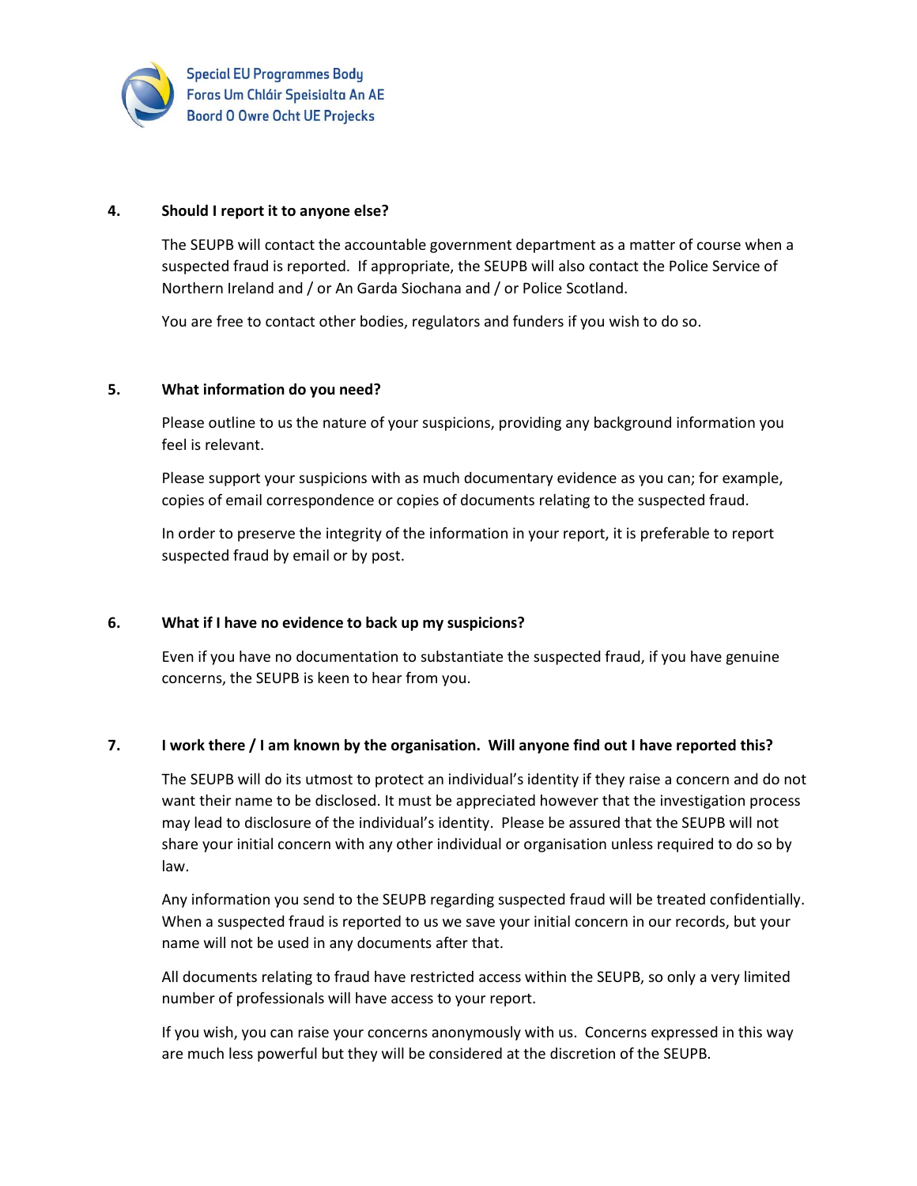### 4. Should I report it to anyone else?

The SEUPB will contact the accountable government department as a matter of course when a suspected fraud is reported. If appropriate, the SEUPB will also contact the Police Service of Northern Ireland and / or An Garda Siochana and / or Police Scotland.

You are free to contact other bodies, regulators and funders if you wish to do so.

### 5. What information do you need?

Please outline to us the nature of your suspicions, providing any background information you feel is relevant.

Please support your suspicions with as much documentary evidence as you can; for example, copies of email correspondence or copies of documents relating to the suspected fraud.

In order to preserve the integrity of the information in your report, it is preferable to report suspected fraud by email or by post.

### 6. What if I have no evidence to back up my suspicions?

Even if you have no documentation to substantiate the suspected fraud, if you have genuine concerns, the SEUPB is keen to hear from you.

### 7. I work there / I am known by the organisation. Will anyone find out I have reported this?

The SEUPB will do its utmost to protect an individual's identity if they raise a concern and do not want their name to be disclosed. It must be appreciated however that the investigation process may lead to disclosure of the individual's identity. Please be assured that the SEUPB will not share your initial concern with any other individual or organisation unless required to do so by law.

Any information you send to the SEUPB regarding suspected fraud will be treated confidentially. When a suspected fraud is reported to us we save your initial concern in our records, but your name will not be used in any documents after that.

All documents relating to fraud have restricted access within the SEUPB, so only a very limited number of professionals will have access to your report.

If you wish, you can raise your concerns anonymously with us. Concerns expressed in this way are much less powerful but they will be considered at the discretion of the SEUPB.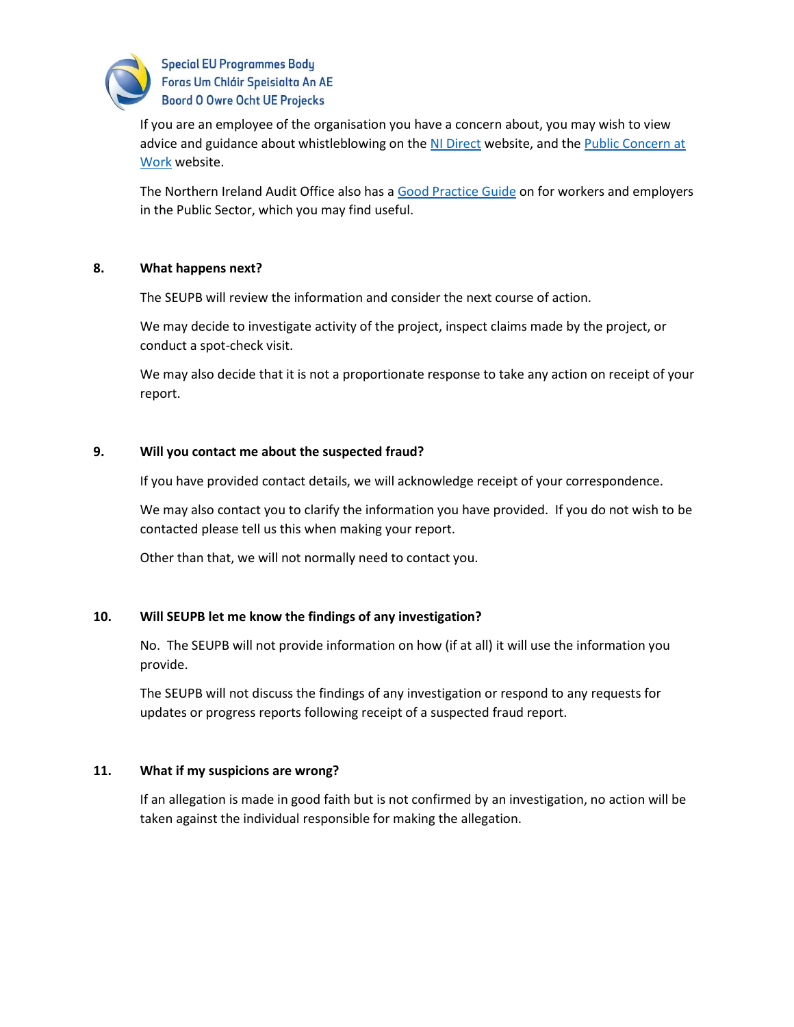If you are an employee of the organisation you have a concern about, you may wish to view advice and guidance about whistleblowing on the NI Direct website, and the Public Concern at Work website.

The Northern Ireland Audit Office also has a Good Practice Guide on for workers and employers in the Public Sector, which you may find useful.

## 8. What happens next?

The SEUPB will review the information and consider the next course of action.

We may decide to investigate activity of the project, inspect claims made by the project, or conduct a spot-check visit.

We may also decide that it is not a proportionate response to take any action on receipt of your report.

## 9. Will you contact me about the suspected fraud?

If you have provided contact details, we will acknowledge receipt of your correspondence.

We may also contact you to clarify the information you have provided. If you do not wish to be contacted please tell us this when making your report.

Other than that, we will not normally need to contact you.

## 10. Will SEUPB let me know the findings of any investigation?

No. The SEUPB will not provide information on how (if at all) it will use the information you provide.

The SEUPB will not discuss the findings of any investigation or respond to any requests for updates or progress reports following receipt of a suspected fraud report.

## 11. What if my suspicions are wrong?

If an allegation is made in good faith but is not confirmed by an investigation, no action will be taken against the individual responsible for making the allegation.